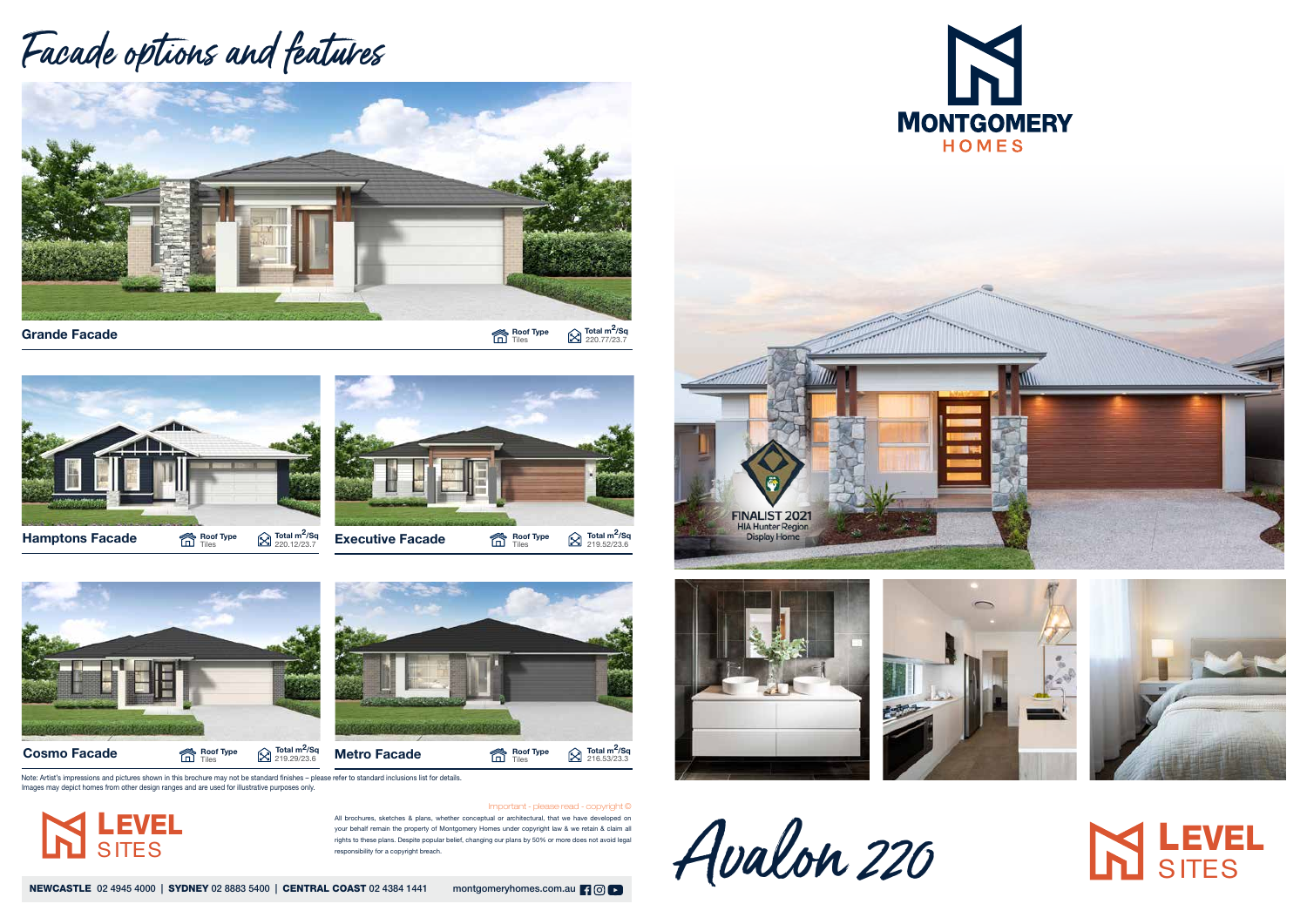# Facade options and features

## Grande Facade

Roof Type: Tiles | Total $m^2$/Sq: 220.77/23.7

## Hamptons Facade

Roof Type: Tiles | Total $m^2$/Sq: 220.12/23.7

## Executive Facade

Roof Type: Tiles | Total $m^2$/Sq: 219.52/23.6

## Cosmo Facade

Roof Type: Tiles | Total $m^2$/Sq: 219.29/23.6

## Metro Facade

Roof Type: Tiles | Total $m^2$/Sq: 216.53/23.3

Note: Artist's impressions and pictures shown in this brochure may not be standard finishes – please refer to standard inclusions list for details. Images may depict homes from other design ranges and are used for illustrative purposes only.

LEVEL SITES

Important - please read - copyright ©

All brochures, sketches & plans, whether conceptual or architectural, that we have developed on your behalf remain the property of Montgomery Homes under copyright law & we retain & claim all rights to these plans. Despite popular belief, changing our plans by 50% or more does not avoid legal responsibility for a copyright breach.

**NEWCASTLE** 02 4945 4000 | **SYDNEY** 02 8883 5400 | **CENTRAL COAST** 02 4384 1441 montgomeryhomes.com.au

MONTGOMERY HOMES

FINALIST 2021 HIA Hunter Region Display Home

# Avalon 220

LEVEL SITES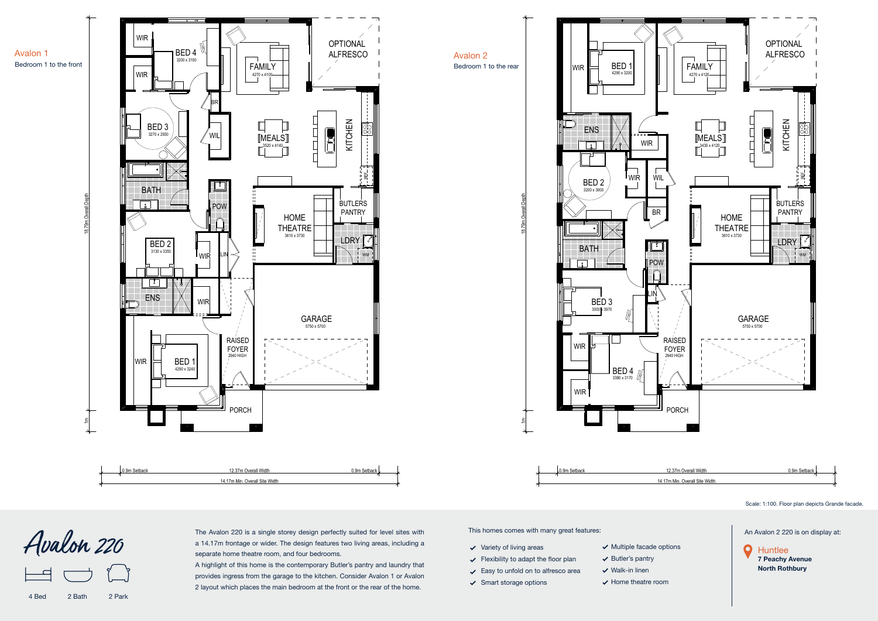Avalon 1

Bedroom 1 to the front

WIR
BED 4
3200 x 3150
WIR
FAMILY
4270 x 4100
OPTIONAL ALFRESCO
BR
BED 3
3270 x 2990
WIL
MEALS
3520 x 4140
KITCHEN
REF
BATH
POW
HOME THEATRE
3610 x 3730
BUTLERS PANTRY
BED 2
3130 x 3350
WIR
LIN
LDRY
WM
ENS
WIR
GARAGE
5750 x 5700
RAISED FOYER
2940 HIGH
WIR
BED 1
4290 x 3240
PORCH

18.79m Overall Depth
1m
0.9m Setback
12.37m Overall Width
0.9m Setback
14.17m Min. Overall Site Width

Avalon 2

Bedroom 1 to the rear

WIR
BED 1
4290 x 3200
FAMILY
4270 x 4120
OPTIONAL ALFRESCO
ENS
WIR
MEALS
3430 x 4120
KITCHEN
BED 2
3200 x 3000
WIR
WIL
REF
BR
HOME THEATRE
3610 x 3730
BUTLERS PANTRY
BATH
POW
LDRY
WM
LIN
BED 3
3000 x 3970
WIR
RAISED FOYER
2940 HIGH
GARAGE
5750 x 5700
BED 4
3380 x 3170
WIR
PORCH

18.79m Overall Depth
1m
0.9m Setback
12.37m Overall Width
0.9m Setback
14.17m Min. Overall Site Width

Scale: 1:100. Floor plan depicts Grande facade.

# Avalon 220

4 Bed | 2 Bath | 2 Park

The Avalon 220 is a single storey design perfectly suited for level sites with a 14.17m frontage or wider. The design features two living areas, including a separate home theatre room, and four bedrooms.

A highlight of this home is the contemporary Butler's pantry and laundry that provides ingress from the garage to the kitchen. Consider Avalon 1 or Avalon 2 layout which places the main bedroom at the front or the rear of the home.

This homes comes with many great features:

- Variety of living areas
- Flexibility to adapt the floor plan
- Easy to unfold on to alfresco area
- Smart storage options
- Multiple facade options
- Butler's pantry
- Walk-in linen
- Home theatre room

An Avalon 2 220 is on display at:

Huntlee
**7 Peachy Avenue**
**North Rothbury**